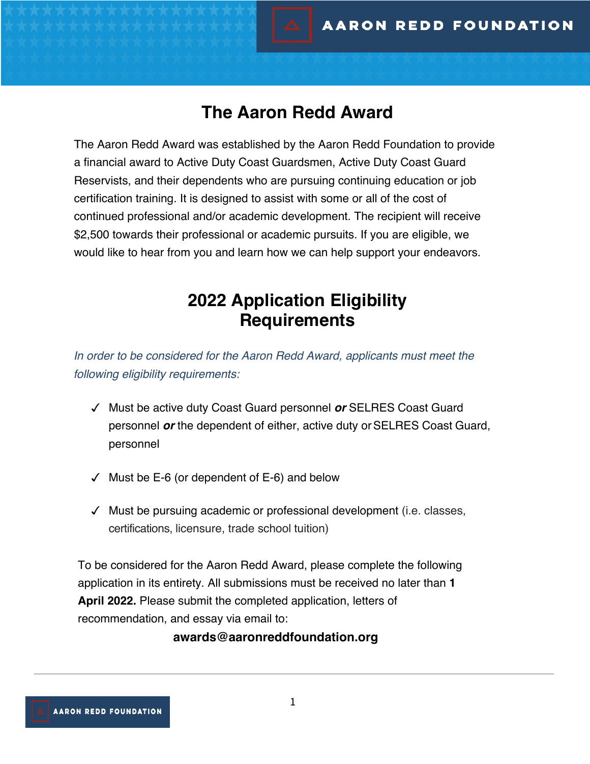AARON REDD FOUNDATION

# The Aaron Redd Award

The Aaron Redd Award was established by the Aaron Redd Foundation to provide a financial award to Active Duty Coast Guardsmen, Active Duty Coast Guard Reservists, and their dependents who are pursuing continuing education or job certification training. It is designed to assist with some or all of the cost of continued professional and/or academic development. The recipient will receive $2,500 towards their professional or academic pursuits. If you are eligible, we would like to hear from you and learn how we can help support your endeavors.

# 2022 Application Eligibility Requirements

*In order to be considered for the Aaron Redd Award, applicants must meet the following eligibility requirements:*

- ✓ Must be active duty Coast Guard personnel ***or*** SELRES Coast Guard personnel ***or*** the dependent of either, active duty or SELRES Coast Guard, personnel
- ✓ Must be E-6 (or dependent of E-6) and below
- ✓ Must be pursuing academic or professional development (i.e. classes, certifications, licensure, trade school tuition)

To be considered for the Aaron Redd Award, please complete the following application in its entirety. All submissions must be received no later than **1 April 2022.** Please submit the completed application, letters of recommendation, and essay via email to:

**awards@aaronreddfoundation.org**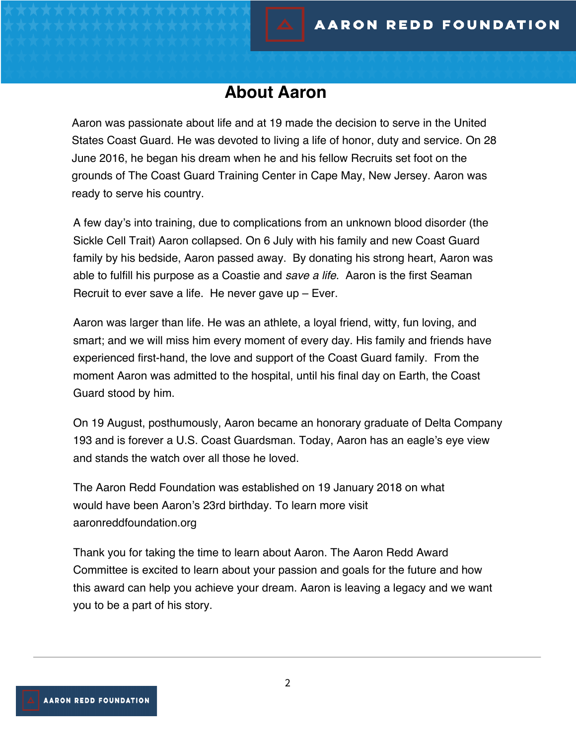# About Aaron

Aaron was passionate about life and at 19 made the decision to serve in the United States Coast Guard. He was devoted to living a life of honor, duty and service. On 28 June 2016, he began his dream when he and his fellow Recruits set foot on the grounds of The Coast Guard Training Center in Cape May, New Jersey. Aaron was ready to serve his country.

A few day's into training, due to complications from an unknown blood disorder (the Sickle Cell Trait) Aaron collapsed. On 6 July with his family and new Coast Guard family by his bedside, Aaron passed away. By donating his strong heart, Aaron was able to fulfill his purpose as a Coastie and *save a life*. Aaron is the first Seaman Recruit to ever save a life. He never gave up – Ever.

Aaron was larger than life. He was an athlete, a loyal friend, witty, fun loving, and smart; and we will miss him every moment of every day. His family and friends have experienced first-hand, the love and support of the Coast Guard family. From the moment Aaron was admitted to the hospital, until his final day on Earth, the Coast Guard stood by him.

On 19 August, posthumously, Aaron became an honorary graduate of Delta Company 193 and is forever a U.S. Coast Guardsman. Today, Aaron has an eagle's eye view and stands the watch over all those he loved.

The Aaron Redd Foundation was established on 19 January 2018 on what would have been Aaron's 23rd birthday. To learn more visit aaronreddfoundation.org

Thank you for taking the time to learn about Aaron. The Aaron Redd Award Committee is excited to learn about your passion and goals for the future and how this award can help you achieve your dream. Aaron is leaving a legacy and we want you to be a part of his story.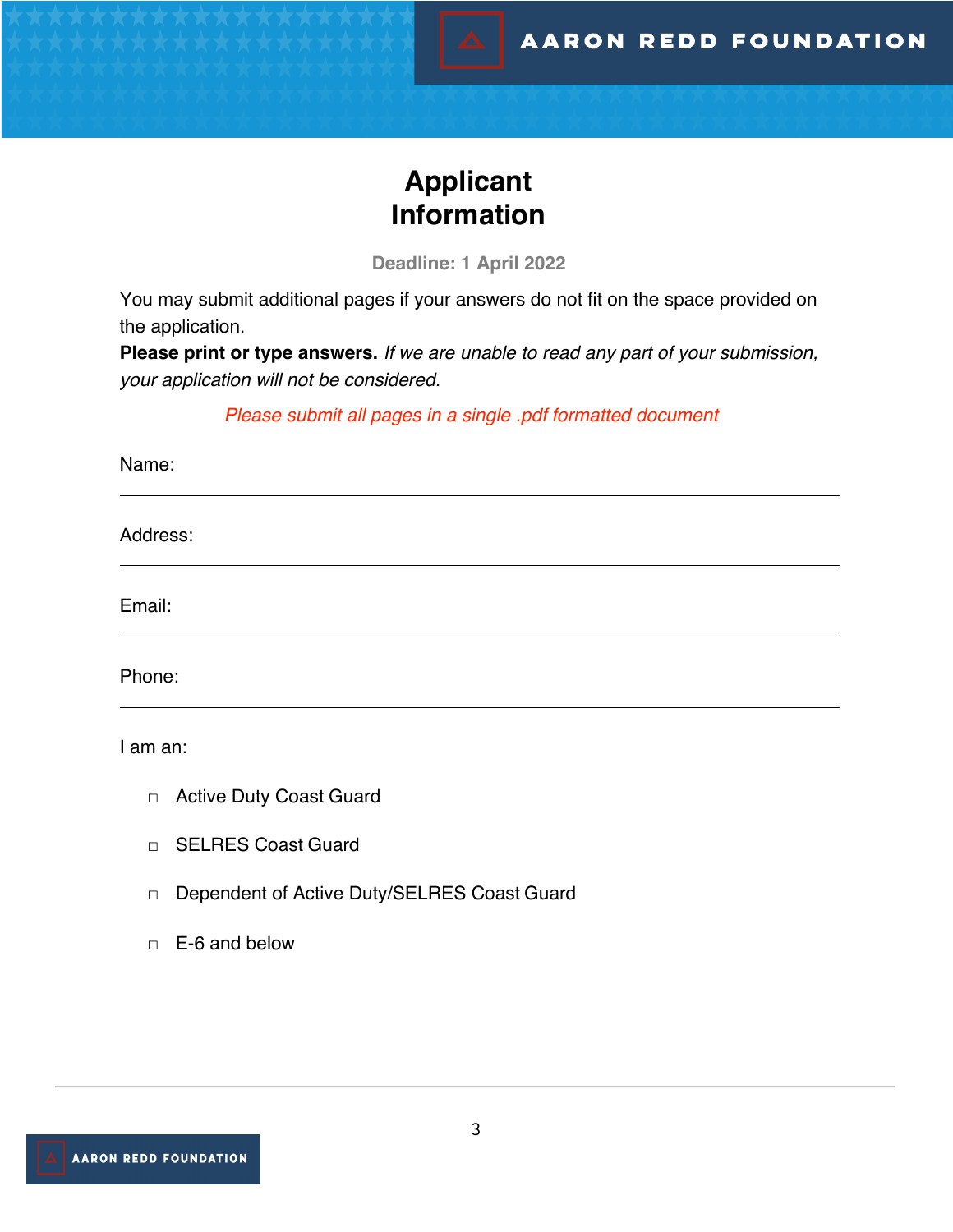# Applicant Information

**Deadline: 1 April 2022**

You may submit additional pages if your answers do not fit on the space provided on the application.

**Please print or type answers.** *If we are unable to read any part of your submission, your application will not be considered.*

*Please submit all pages in a single .pdf formatted document*

Name:

---

Address:

---

Email:

---

Phone:

---

I am an:

- ☐ Active Duty Coast Guard
- ☐ SELRES Coast Guard
- ☐ Dependent of Active Duty/SELRES Coast Guard
- ☐ E-6 and below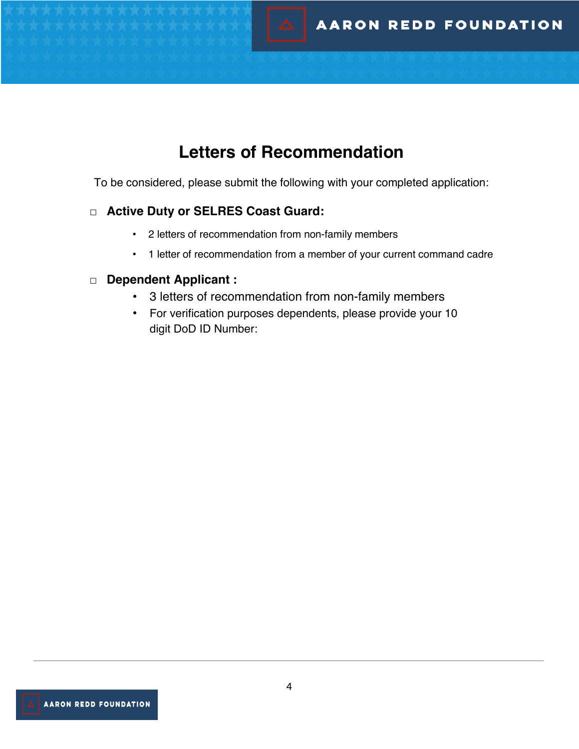# Letters of Recommendation

To be considered, please submit the following with your completed application:

☐ **Active Duty or SELRES Coast Guard:**

- 2 letters of recommendation from non-family members
- 1 letter of recommendation from a member of your current command cadre

☐ **Dependent Applicant :**

- 3 letters of recommendation from non-family members
- For verification purposes dependents, please provide your 10 digit DoD ID Number: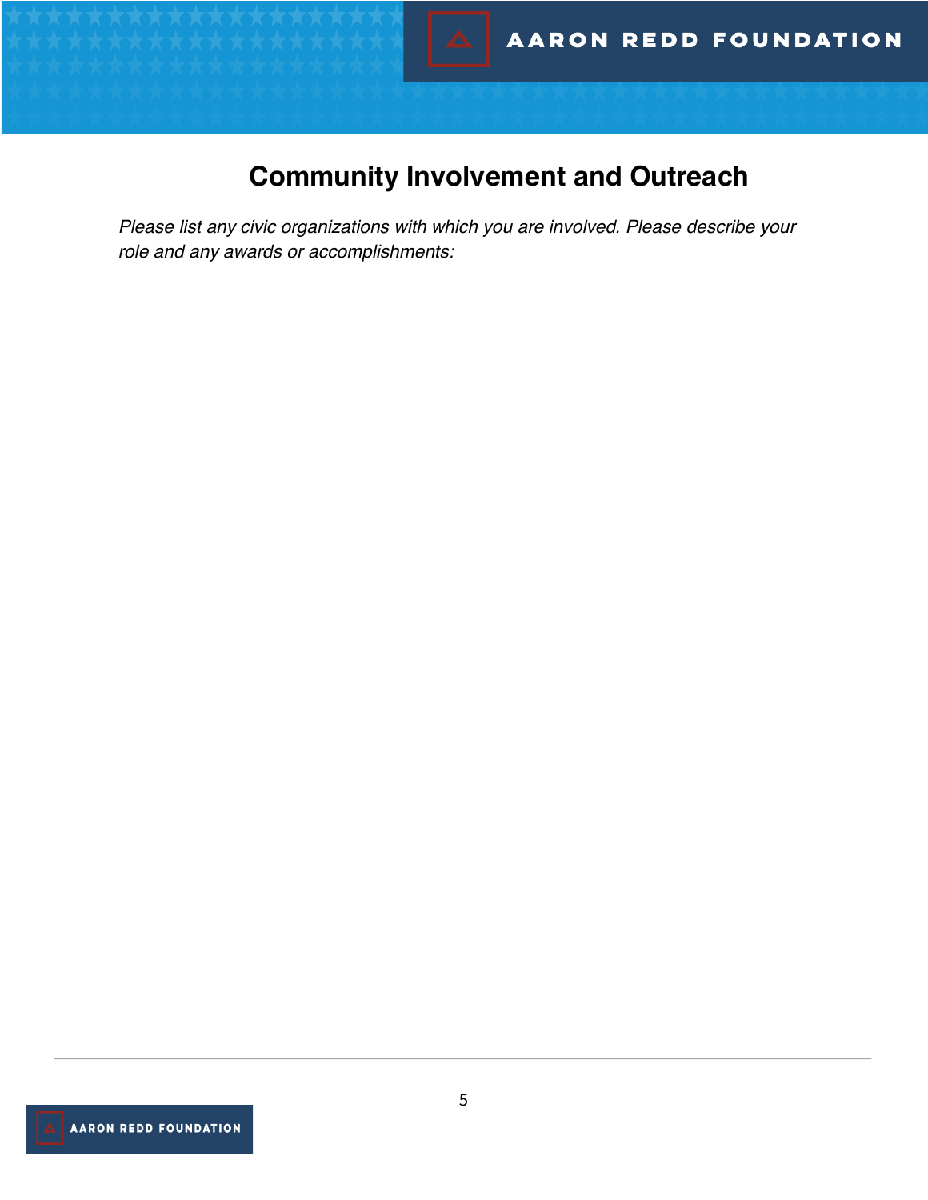# Community Involvement and Outreach

*Please list any civic organizations with which you are involved. Please describe your role and any awards or accomplishments:*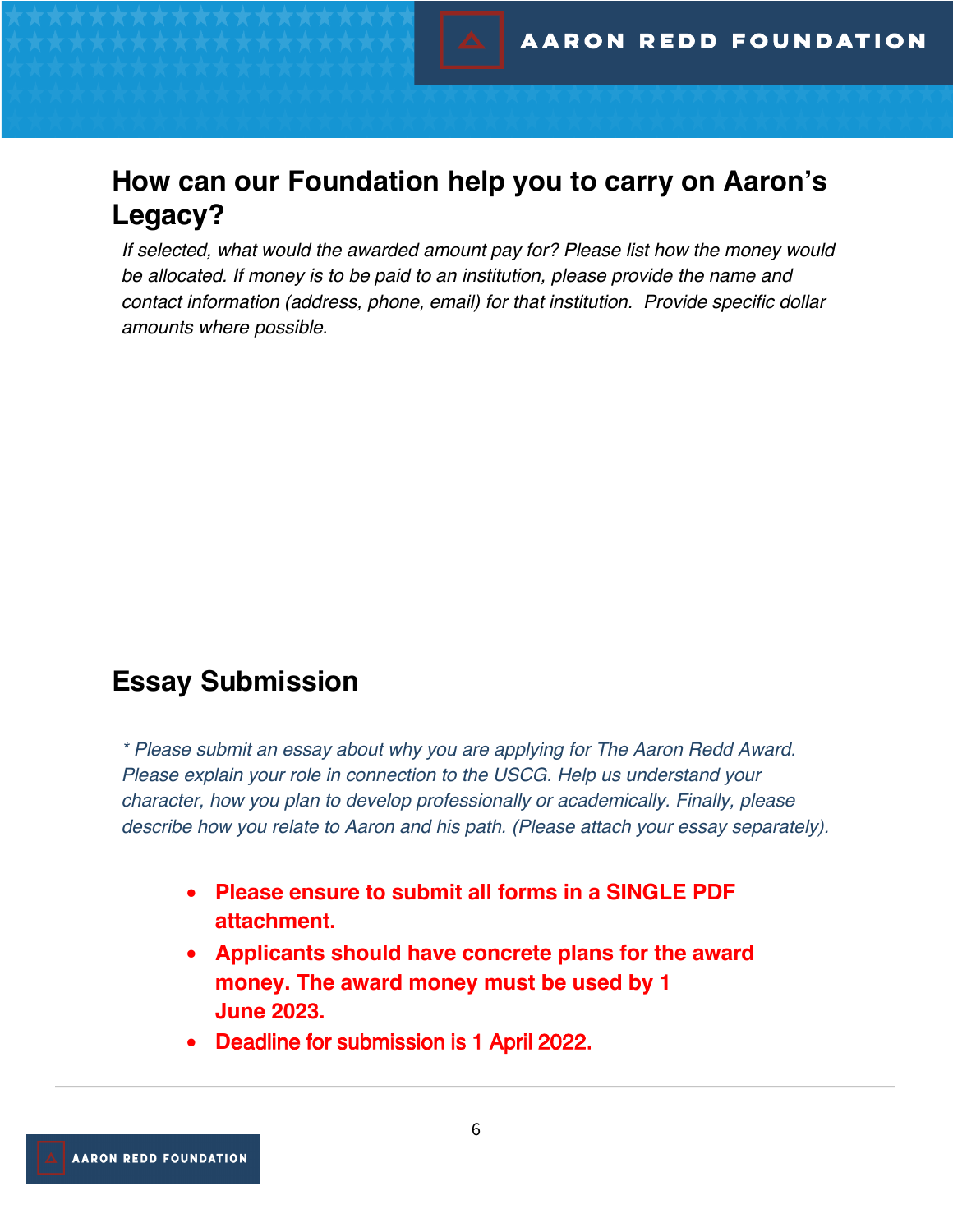## How can our Foundation help you to carry on Aaron's Legacy?

*If selected, what would the awarded amount pay for? Please list how the money would be allocated. If money is to be paid to an institution, please provide the name and contact information (address, phone, email) for that institution. Provide specific dollar amounts where possible.*

## Essay Submission

*\* Please submit an essay about why you are applying for The Aaron Redd Award. Please explain your role in connection to the USCG. Help us understand your character, how you plan to develop professionally or academically. Finally, please describe how you relate to Aaron and his path. (Please attach your essay separately).*

- **Please ensure to submit all forms in a SINGLE PDF attachment.**
- **Applicants should have concrete plans for the award money. The award money must be used by 1 June 2023.**
- **Deadline for submission is 1 April 2022.**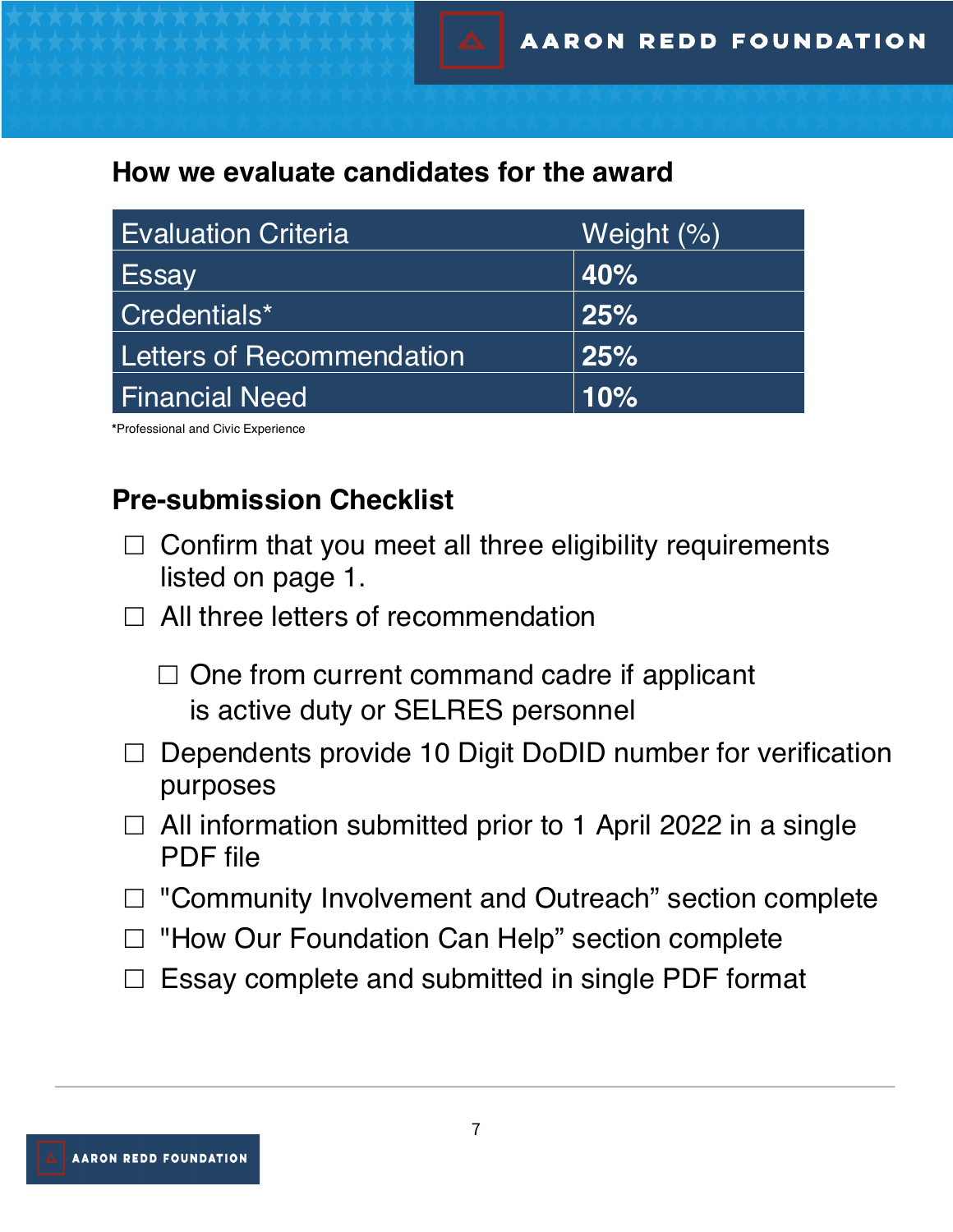## How we evaluate candidates for the award

| Evaluation Criteria | Weight (%) |
| --- | --- |
| Essay | **40%** |
| Credentials* | **25%** |
| Letters of Recommendation | **25%** |
| Financial Need | **10%** |

*Professional and Civic Experience

## Pre-submission Checklist

- ☐ Confirm that you meet all three eligibility requirements listed on page 1.
- ☐ All three letters of recommendation
  - ☐ One from current command cadre if applicant is active duty or SELRES personnel
- ☐ Dependents provide 10 Digit DoDID number for verification purposes
- ☐ All information submitted prior to 1 April 2022 in a single PDF file
- ☐ "Community Involvement and Outreach" section complete
- ☐ "How Our Foundation Can Help" section complete
- ☐ Essay complete and submitted in single PDF format